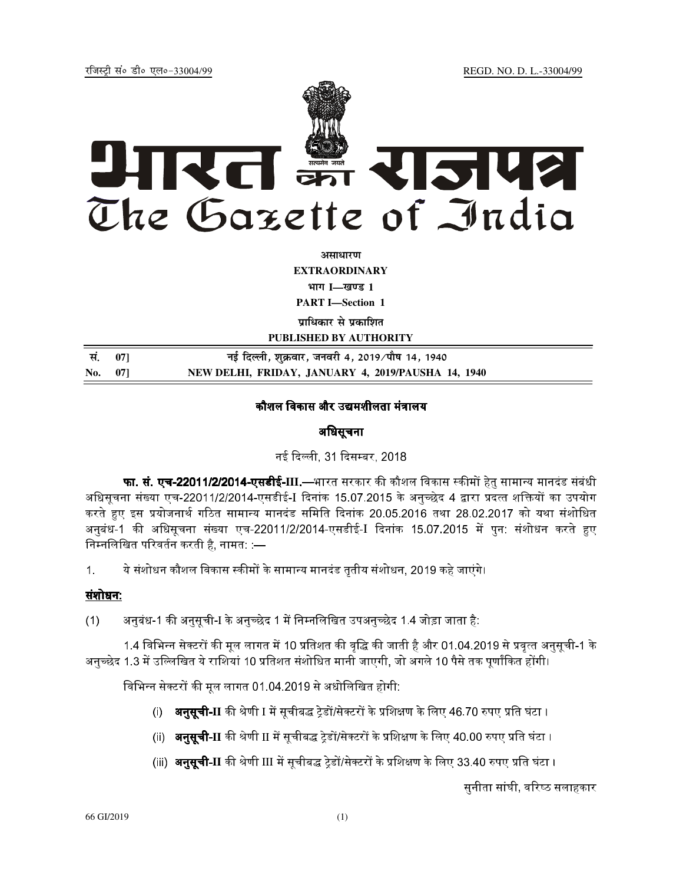रजिस्ट्री सं० डी० एल०-33004/99 REGD. NO. D. L.-33004/99

# भारत का राजपत्र
# The Gazette of India

**असाधारण**

**EXTRAORDINARY**

**भाग I—खण्ड 1**

**PART I—Section 1**

**प्राधिकार से प्रकाशित**

**PUBLISHED BY AUTHORITY**

| सं. 07] | नई दिल्ली, शुक्रवार, जनवरी 4, 2019/पौष 14, 1940 |
|---|---|
| No. 07] | NEW DELHI, FRIDAY, JANUARY 4, 2019/PAUSHA 14, 1940 |

## कौशल विकास और उद्यमशीलता मंत्रालय

### अधिसूचना

नई दिल्ली, 31 दिसम्बर, 2018

**फा. सं. एच-22011/2/2014-एसडीई-III.**—भारत सरकार की कौशल विकास स्कीमों हेतु सामान्य मानदंड संबंधी अधिसूचना संख्या एच-22011/2/2014-एसडीई-I दिनांक 15.07.2015 के अनुच्छेद 4 द्वारा प्रदत्त शक्तियों का उपयोग करते हुए इस प्रयोजनार्थ गठित सामान्य मानदंड समिति दिनांक 20.05.2016 तथा 28.02.2017 को यथा संशोधित अनुबंध-1 की अधिसूचना संख्या एच-22011/2/2014-एसडीई-I दिनांक 15.07.2015 में पुन: संशोधन करते हुए निम्नलिखित परिवर्तन करती है, नामत: :—

1. ये संशोधन कौशल विकास स्कीमों के सामान्य मानदंड तृतीय संशोधन, 2019 कहे जाएंगे।

**संशोधन:**

(1) अनुबंध-1 की अनुसूची-I के अनुच्छेद 1 में निम्नलिखित उपअनुच्छेद 1.4 जोड़ा जाता है:

1.4 विभिन्न सेक्टरों की मूल लागत में 10 प्रतिशत की वृद्धि की जाती है और 01.04.2019 से प्रवृत्त अनुसूची-1 के अनुच्छेद 1.3 में उल्लिखित ये राशियां 10 प्रतिशत संशोधित मानी जाएगी, जो अगले 10 पैसे तक पूर्णांकित होंगी।

विभिन्न सेक्टरों की मूल लागत 01.04.2019 से अधोलिखित होगी:

(i) **अनुसूची-II** की श्रेणी I में सूचीबद्ध ट्रेडों/सेक्टरों के प्रशिक्षण के लिए 46.70 रुपए प्रति घंटा।

(ii) **अनुसूची-II** की श्रेणी II में सूचीबद्ध ट्रेडों/सेक्टरों के प्रशिक्षण के लिए 40.00 रुपए प्रति घंटा।

(iii) **अनुसूची-II** की श्रेणी III में सूचीबद्ध ट्रेडों/सेक्टरों के प्रशिक्षण के लिए 33.40 रुपए प्रति घंटा।

सुनीता सांघी, वरिष्ठ सलाहकार

66 GI/2019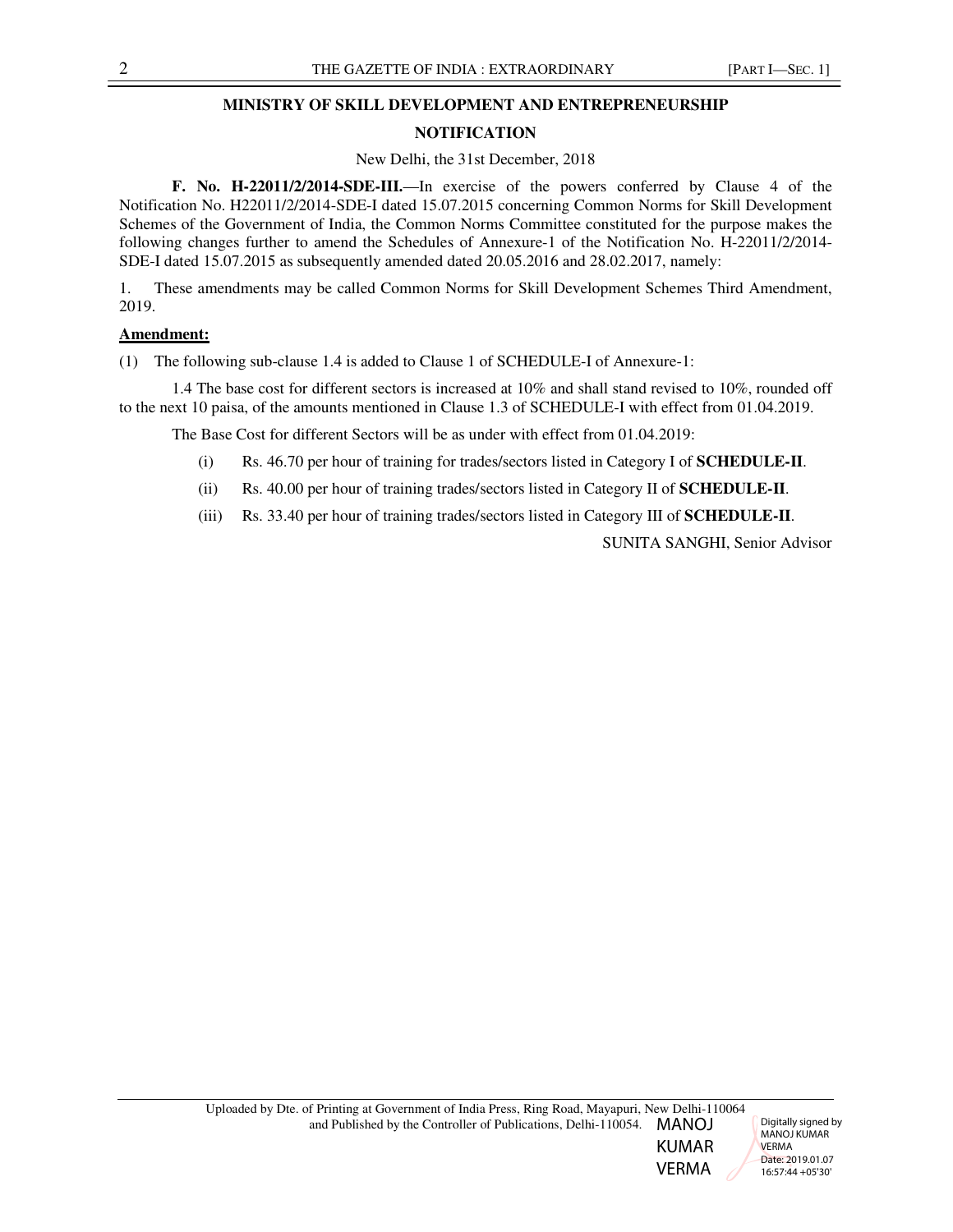## MINISTRY OF SKILL DEVELOPMENT AND ENTREPRENEURSHIP

## NOTIFICATION

New Delhi, the 31st December, 2018

**F. No. H-22011/2/2014-SDE-III.**—In exercise of the powers conferred by Clause 4 of the Notification No. H22011/2/2014-SDE-I dated 15.07.2015 concerning Common Norms for Skill Development Schemes of the Government of India, the Common Norms Committee constituted for the purpose makes the following changes further to amend the Schedules of Annexure-1 of the Notification No. H-22011/2/2014-SDE-I dated 15.07.2015 as subsequently amended dated 20.05.2016 and 28.02.2017, namely:

1. These amendments may be called Common Norms for Skill Development Schemes Third Amendment, 2019.

**Amendment:**

(1) The following sub-clause 1.4 is added to Clause 1 of SCHEDULE-I of Annexure-1:

1.4 The base cost for different sectors is increased at 10% and shall stand revised to 10%, rounded off to the next 10 paisa, of the amounts mentioned in Clause 1.3 of SCHEDULE-I with effect from 01.04.2019.

The Base Cost for different Sectors will be as under with effect from 01.04.2019:

(i) Rs. 46.70 per hour of training for trades/sectors listed in Category I of **SCHEDULE-II**.

(ii) Rs. 40.00 per hour of training trades/sectors listed in Category II of **SCHEDULE-II**.

(iii) Rs. 33.40 per hour of training trades/sectors listed in Category III of **SCHEDULE-II**.

SUNITA SANGHI, Senior Advisor

Uploaded by Dte. of Printing at Government of India Press, Ring Road, Mayapuri, New Delhi-110064 and Published by the Controller of Publications, Delhi-110054.

MANOJ KUMAR VERMA

Digitally signed by MANOJ KUMAR VERMA
Date: 2019.01.07 16:57:44 +05'30'